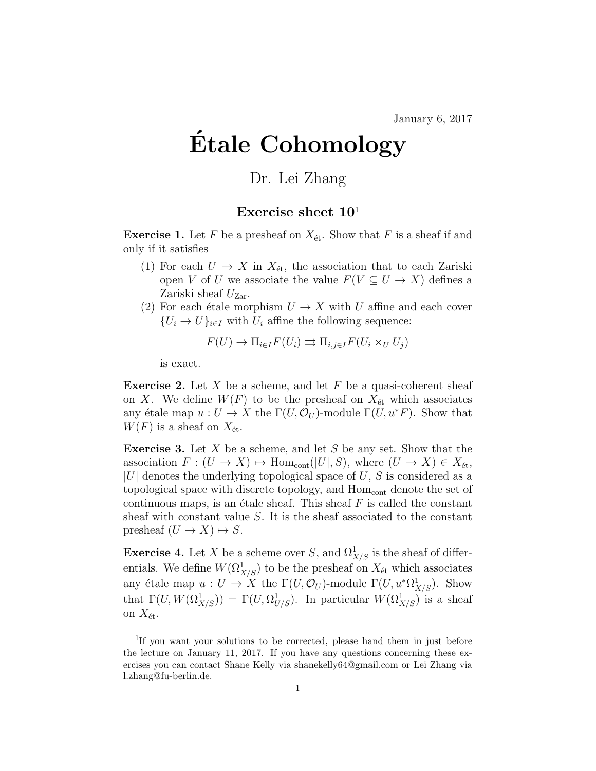January 6, 2017

# Étale Cohomology

Dr. Lei Zhang

## Exercise sheet 10[1]

**Exercise 1.** Let $F$ be a presheaf on $X_{\text{ét}}$. Show that $F$ is a sheaf if and only if it satisfies

(1) For each $U \to X$ in $X_{\text{ét}}$, the association that to each Zariski open $V$ of $U$ we associate the value $F(V \subseteq U \to X)$ defines a Zariski sheaf $U_{\text{Zar}}$.

(2) For each étale morphism $U \to X$ with $U$ affine and each cover $\{U_i \to U\}_{i \in I}$ with $U_i$ affine the following sequence:

$$F(U) \to \Pi_{i \in I} F(U_i) \rightrightarrows \Pi_{i,j \in I} F(U_i \times_U U_j)$$

is exact.

**Exercise 2.** Let $X$ be a scheme, and let $F$ be a quasi-coherent sheaf on $X$. We define $W(F)$ to be the presheaf on $X_{\text{ét}}$ which associates any étale map $u : U \to X$ the $\Gamma(U, \mathcal{O}_U)$-module $\Gamma(U, u^*F)$. Show that $W(F)$ is a sheaf on $X_{\text{ét}}$.

**Exercise 3.** Let $X$ be a scheme, and let $S$ be any set. Show that the association $F : (U \to X) \mapsto \text{Hom}_{\text{cont}}(|U|, S)$, where $(U \to X) \in X_{\text{ét}}$, $|U|$ denotes the underlying topological space of $U$, $S$ is considered as a topological space with discrete topology, and $\text{Hom}_{\text{cont}}$ denote the set of continuous maps, is an étale sheaf. This sheaf $F$ is called the constant sheaf with constant value $S$. It is the sheaf associated to the constant presheaf $(U \to X) \mapsto S$.

**Exercise 4.** Let $X$ be a scheme over $S$, and $\Omega^1_{X/S}$ is the sheaf of differentials. We define $W(\Omega^1_{X/S})$ to be the presheaf on $X_{\text{ét}}$ which associates any étale map $u : U \to X$ the $\Gamma(U, \mathcal{O}_U)$-module $\Gamma(U, u^*\Omega^1_{X/S})$. Show that $\Gamma(U, W(\Omega^1_{X/S})) = \Gamma(U, \Omega^1_{U/S})$. In particular $W(\Omega^1_{X/S})$ is a sheaf on $X_{\text{ét}}$.

---

[1] If you want your solutions to be corrected, please hand them in just before the lecture on January 11, 2017. If you have any questions concerning these exercises you can contact Shane Kelly via shanekelly64@gmail.com or Lei Zhang via l.zhang@fu-berlin.de.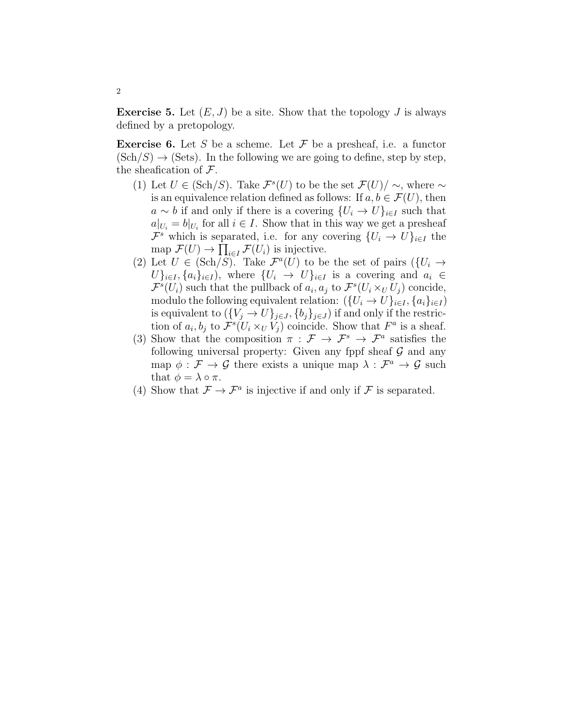**Exercise 5.** Let $(E, J)$ be a site. Show that the topology $J$ is always defined by a pretopology.

**Exercise 6.** Let $S$ be a scheme. Let $\mathcal{F}$ be a presheaf, i.e. a functor $(\mathrm{Sch}/S) \to (\mathrm{Sets})$. In the following we are going to define, step by step, the sheafication of $\mathcal{F}$.

(1) Let $U \in (\mathrm{Sch}/S)$. Take $\mathcal{F}^s(U)$ to be the set $\mathcal{F}(U)/\sim$, where $\sim$ is an equivalence relation defined as follows: If $a, b \in \mathcal{F}(U)$, then $a \sim b$ if and only if there is a covering $\{U_i \to U\}_{i \in I}$ such that $a|_{U_i} = b|_{U_i}$ for all $i \in I$. Show that in this way we get a presheaf $\mathcal{F}^s$ which is separated, i.e. for any covering $\{U_i \to U\}_{i \in I}$ the map $\mathcal{F}(U) \to \prod_{i \in I} \mathcal{F}(U_i)$ is injective.

(2) Let $U \in (\mathrm{Sch}/S)$. Take $\mathcal{F}^a(U)$ to be the set of pairs $(\{U_i \to U\}_{i \in I}, \{a_i\}_{i \in I})$, where $\{U_i \to U\}_{i \in I}$ is a covering and $a_i \in \mathcal{F}^s(U_i)$ such that the pullback of $a_i, a_j$ to $\mathcal{F}^s(U_i \times_U U_j)$ concide, modulo the following equivalent relation: $(\{U_i \to U\}_{i \in I}, \{a_i\}_{i \in I})$ is equivalent to $(\{V_j \to U\}_{j \in J}, \{b_j\}_{j \in J})$ if and only if the restriction of $a_i, b_j$ to $\mathcal{F}^s(U_i \times_U V_j)$ coincide. Show that $F^a$ is a sheaf.

(3) Show that the composition $\pi : \mathcal{F} \to \mathcal{F}^s \to \mathcal{F}^a$ satisfies the following universal property: Given any fppf sheaf $\mathcal{G}$ and any map $\phi : \mathcal{F} \to \mathcal{G}$ there exists a unique map $\lambda : \mathcal{F}^a \to \mathcal{G}$ such that $\phi = \lambda \circ \pi$.

(4) Show that $\mathcal{F} \to \mathcal{F}^a$ is injective if and only if $\mathcal{F}$ is separated.